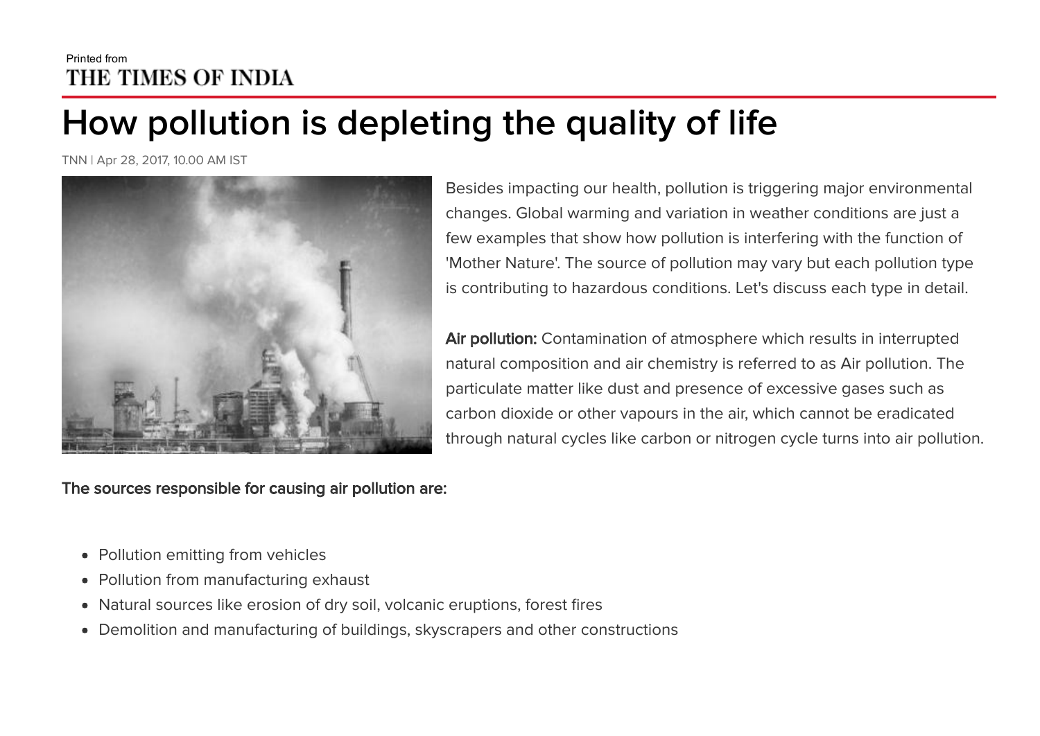Printed from
THE TIMES OF INDIA

# How pollution is depleting the quality of life

TNN | Apr 28, 2017, 10.00 AM IST

Besides impacting our health, pollution is triggering major environmental changes. Global warming and variation in weather conditions are just a few examples that show how pollution is interfering with the function of 'Mother Nature'. The source of pollution may vary but each pollution type is contributing to hazardous conditions. Let's discuss each type in detail.

**Air pollution:** Contamination of atmosphere which results in interrupted natural composition and air chemistry is referred to as Air pollution. The particulate matter like dust and presence of excessive gases such as carbon dioxide or other vapours in the air, which cannot be eradicated through natural cycles like carbon or nitrogen cycle turns into air pollution.

**The sources responsible for causing air pollution are:**

- Pollution emitting from vehicles
- Pollution from manufacturing exhaust
- Natural sources like erosion of dry soil, volcanic eruptions, forest fires
- Demolition and manufacturing of buildings, skyscrapers and other constructions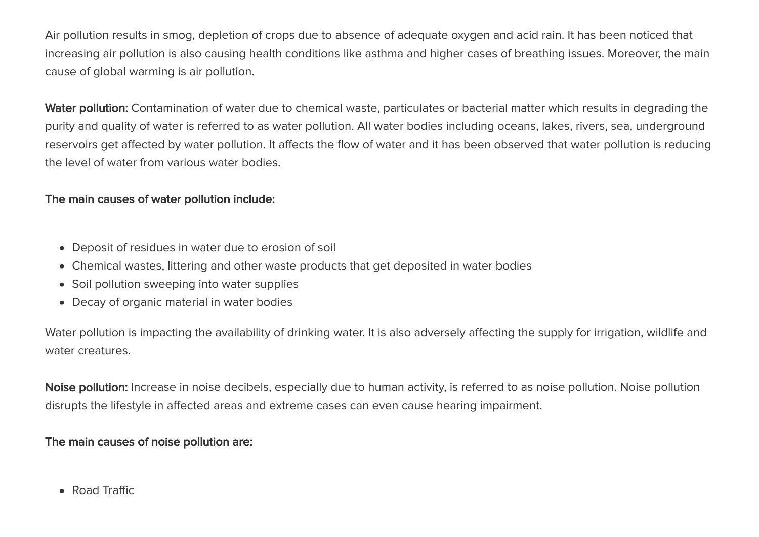Air pollution results in smog, depletion of crops due to absence of adequate oxygen and acid rain. It has been noticed that increasing air pollution is also causing health conditions like asthma and higher cases of breathing issues. Moreover, the main cause of global warming is air pollution.

**Water pollution:** Contamination of water due to chemical waste, particulates or bacterial matter which results in degrading the purity and quality of water is referred to as water pollution. All water bodies including oceans, lakes, rivers, sea, underground reservoirs get affected by water pollution. It affects the flow of water and it has been observed that water pollution is reducing the level of water from various water bodies.

**The main causes of water pollution include:**

- Deposit of residues in water due to erosion of soil
- Chemical wastes, littering and other waste products that get deposited in water bodies
- Soil pollution sweeping into water supplies
- Decay of organic material in water bodies

Water pollution is impacting the availability of drinking water. It is also adversely affecting the supply for irrigation, wildlife and water creatures.

**Noise pollution:** Increase in noise decibels, especially due to human activity, is referred to as noise pollution. Noise pollution disrupts the lifestyle in affected areas and extreme cases can even cause hearing impairment.

**The main causes of noise pollution are:**

- Road Traffic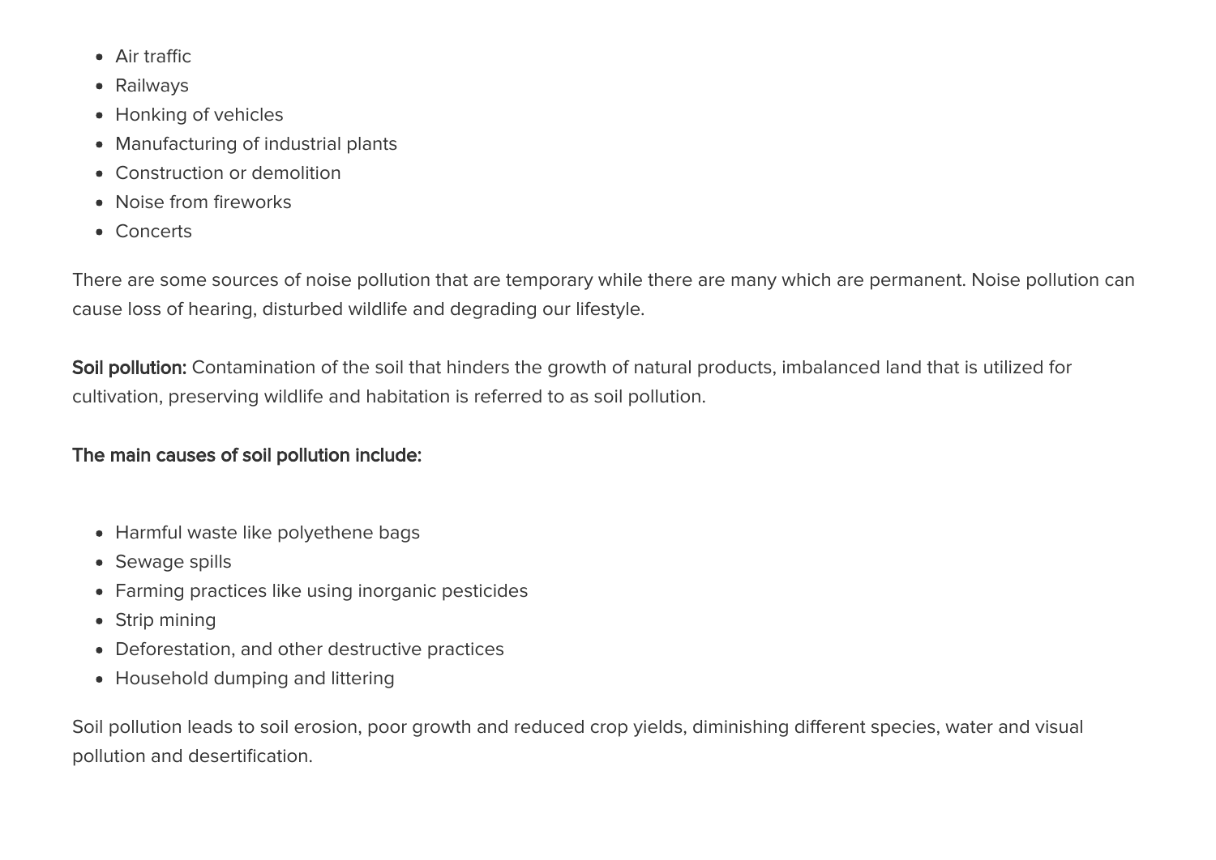- Air traffic
- Railways
- Honking of vehicles
- Manufacturing of industrial plants
- Construction or demolition
- Noise from fireworks
- Concerts

There are some sources of noise pollution that are temporary while there are many which are permanent. Noise pollution can cause loss of hearing, disturbed wildlife and degrading our lifestyle.

**Soil pollution:** Contamination of the soil that hinders the growth of natural products, imbalanced land that is utilized for cultivation, preserving wildlife and habitation is referred to as soil pollution.

**The main causes of soil pollution include:**

- Harmful waste like polyethene bags
- Sewage spills
- Farming practices like using inorganic pesticides
- Strip mining
- Deforestation, and other destructive practices
- Household dumping and littering

Soil pollution leads to soil erosion, poor growth and reduced crop yields, diminishing different species, water and visual pollution and desertification.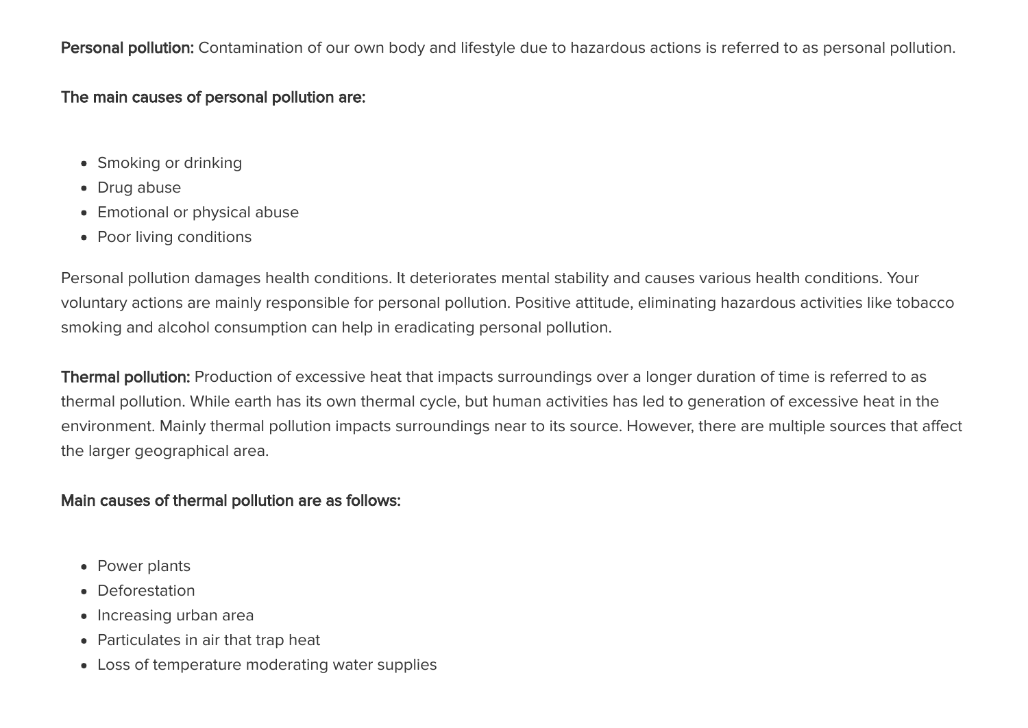**Personal pollution:** Contamination of our own body and lifestyle due to hazardous actions is referred to as personal pollution.

**The main causes of personal pollution are:**

- Smoking or drinking
- Drug abuse
- Emotional or physical abuse
- Poor living conditions

Personal pollution damages health conditions. It deteriorates mental stability and causes various health conditions. Your voluntary actions are mainly responsible for personal pollution. Positive attitude, eliminating hazardous activities like tobacco smoking and alcohol consumption can help in eradicating personal pollution.

**Thermal pollution:** Production of excessive heat that impacts surroundings over a longer duration of time is referred to as thermal pollution. While earth has its own thermal cycle, but human activities has led to generation of excessive heat in the environment. Mainly thermal pollution impacts surroundings near to its source. However, there are multiple sources that affect the larger geographical area.

**Main causes of thermal pollution are as follows:**

- Power plants
- Deforestation
- Increasing urban area
- Particulates in air that trap heat
- Loss of temperature moderating water supplies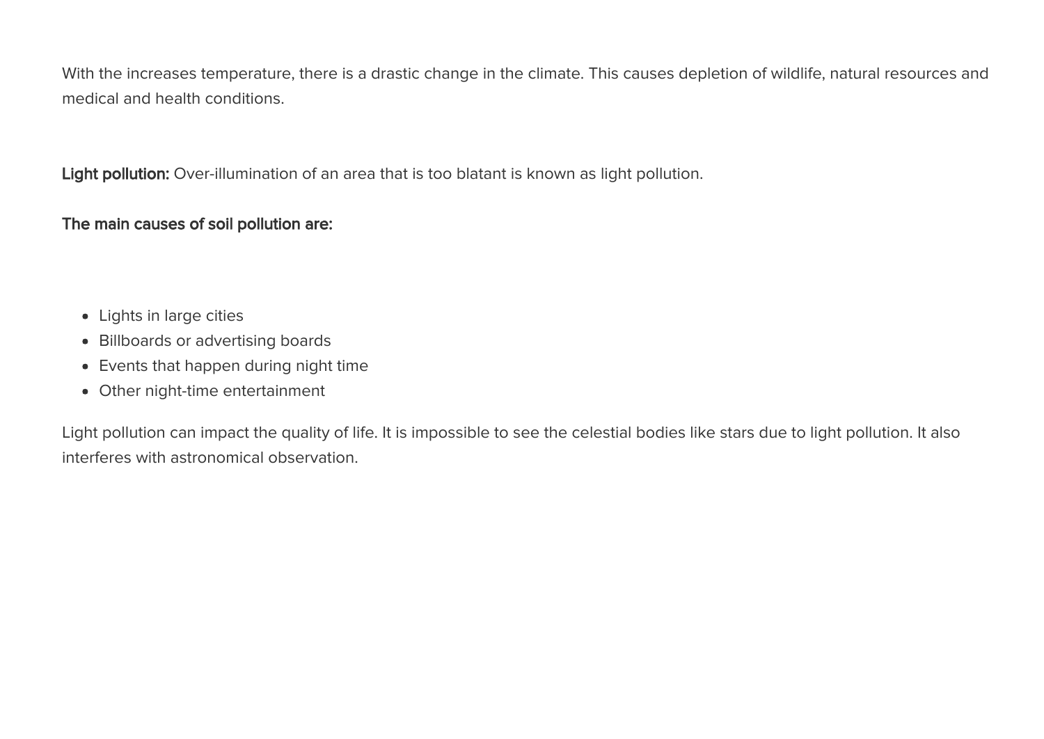With the increases temperature, there is a drastic change in the climate. This causes depletion of wildlife, natural resources and medical and health conditions.

**Light pollution:** Over-illumination of an area that is too blatant is known as light pollution.

**The main causes of soil pollution are:**

- Lights in large cities
- Billboards or advertising boards
- Events that happen during night time
- Other night-time entertainment

Light pollution can impact the quality of life. It is impossible to see the celestial bodies like stars due to light pollution. It also interferes with astronomical observation.